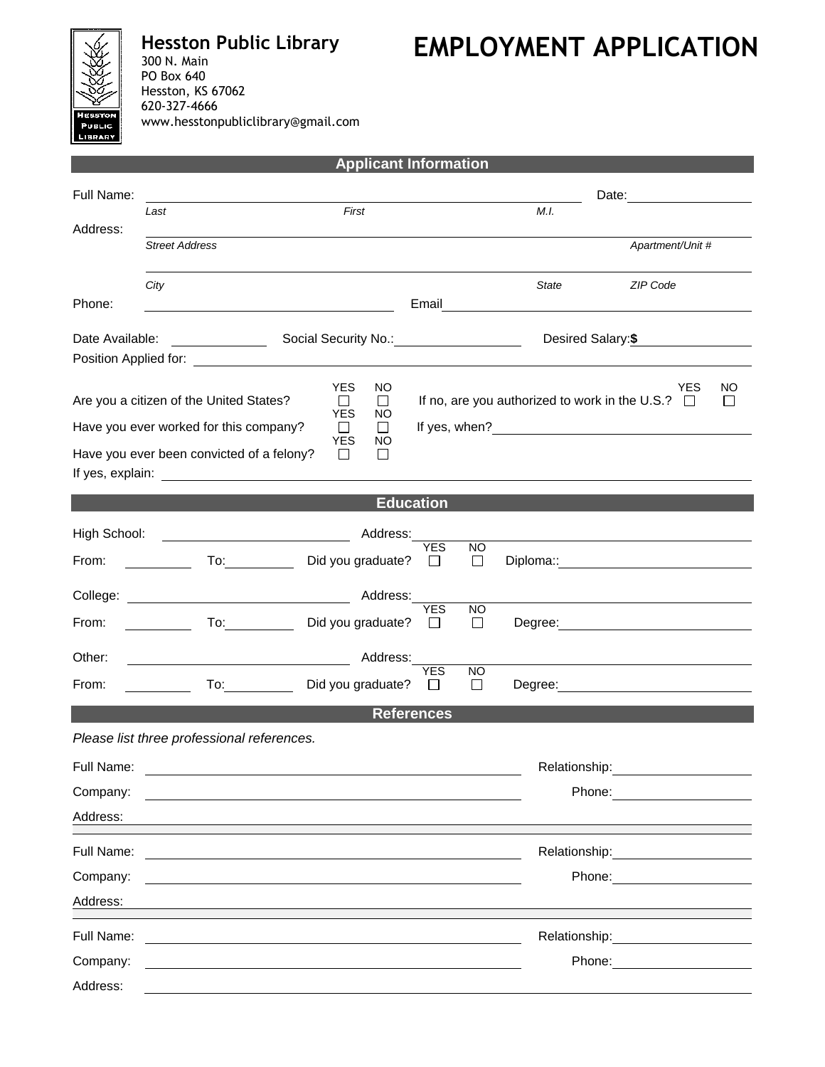**Hesston Public Library**
300 N. Main
PO Box 640
Hesston, KS 67062
620-327-4666
www.hesstonpubliclibrary@gmail.com

# EMPLOYMENT APPLICATION

## Applicant Information

Full Name: ______________________________ Date: __________
*Last* *First* *M.I.*

Address: ______________________________
*Street Address* *Apartment/Unit #*

______________________________
*City* *State* *ZIP Code*

Phone: __________ Email __________

Date Available: __________ Social Security No.: __________ Desired Salary: **$** __________

Position Applied for: __________

Are you a citizen of the United States? YES ☐ NO ☐ If no, are you authorized to work in the U.S.? YES ☐ NO ☐

Have you ever worked for this company? YES ☐ NO ☐ If yes, when? __________

Have you ever been convicted of a felony? YES ☐ NO ☐

If yes, explain: __________

## Education

High School: __________ Address: __________

From: __________ To: __________ Did you graduate? YES ☐ NO ☐ Diploma:: __________

College: __________ Address: __________

From: __________ To: __________ Did you graduate? YES ☐ NO ☐ Degree: __________

Other: __________ Address: __________

From: __________ To: __________ Did you graduate? YES ☐ NO ☐ Degree: __________

## References

*Please list three professional references.*

Full Name: __________ Relationship: __________

Company: __________ Phone: __________

Address: __________

Full Name: __________ Relationship: __________

Company: __________ Phone: __________

Address: __________

Full Name: __________ Relationship: __________

Company: __________ Phone: __________

Address: __________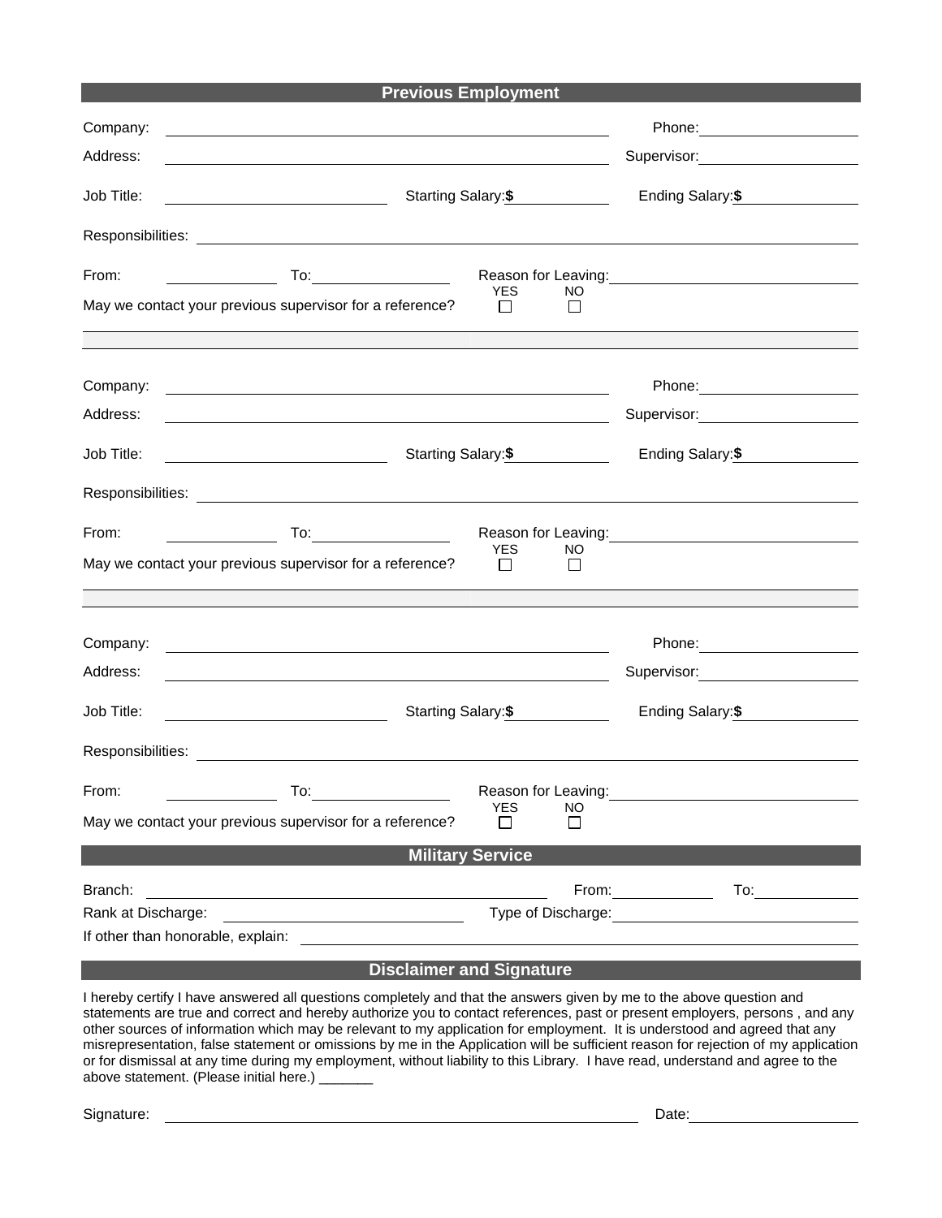## Previous Employment

Company: ______________________________ Phone: ______________

Address: ______________________________ Supervisor: ______________

Job Title: ______________ Starting Salary:**$** ________ Ending Salary:**$** ________

Responsibilities: ______________________________________________

From: ________ To: ________ Reason for Leaving: ______________

May we contact your previous supervisor for a reference? YES ☐ NO ☐

---

Company: ______________________________ Phone: ______________

Address: ______________________________ Supervisor: ______________

Job Title: ______________ Starting Salary:**$** ________ Ending Salary:**$** ________

Responsibilities: ______________________________________________

From: ________ To: ________ Reason for Leaving: ______________

May we contact your previous supervisor for a reference? YES ☐ NO ☐

---

Company: ______________________________ Phone: ______________

Address: ______________________________ Supervisor: ______________

Job Title: ______________ Starting Salary:**$** ________ Ending Salary:**$** ________

Responsibilities: ______________________________________________

From: ________ To: ________ Reason for Leaving: ______________

May we contact your previous supervisor for a reference? YES ☐ NO ☐

## Military Service

Branch: ______________________________ From: ________ To: ________

Rank at Discharge: ______________ Type of Discharge: ______________

If other than honorable, explain: ______________________________

## Disclaimer and Signature

I hereby certify I have answered all questions completely and that the answers given by me to the above question and statements are true and correct and hereby authorize you to contact references, past or present employers, persons , and any other sources of information which may be relevant to my application for employment. It is understood and agreed that any misrepresentation, false statement or omissions by me in the Application will be sufficient reason for rejection of my application or for dismissal at any time during my employment, without liability to this Library. I have read, understand and agree to the above statement. (Please initial here.) _______

Signature: ______________________________ Date: ______________